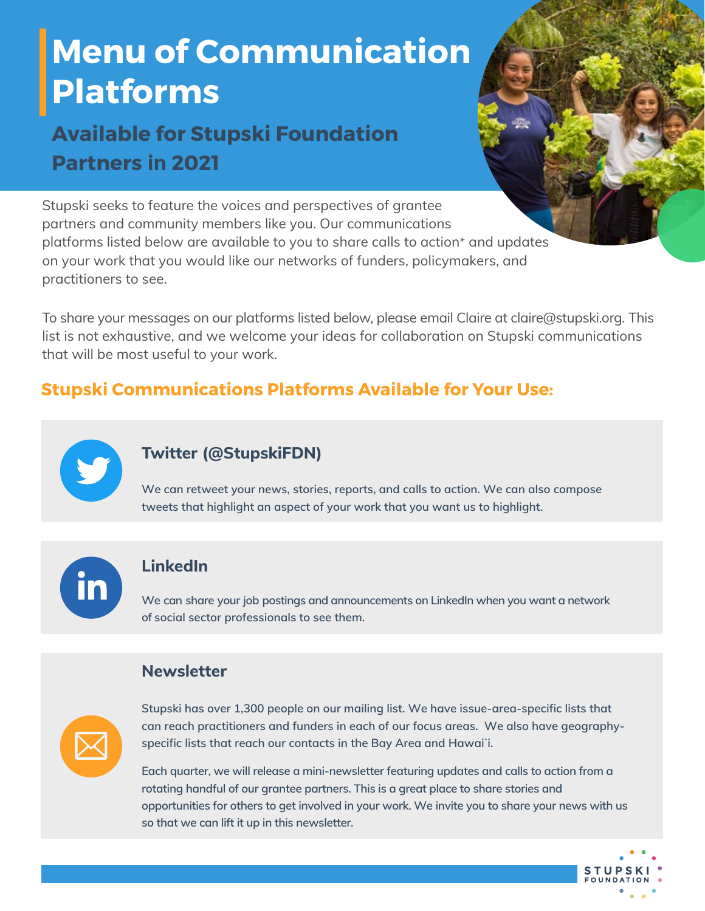# Menu of Communication Platforms

## Available for Stupski Foundation Partners in 2021

Stupski seeks to feature the voices and perspectives of grantee partners and community members like you. Our communications platforms listed below are available to you to share calls to action* and updates on your work that you would like our networks of funders, policymakers, and practitioners to see.

To share your messages on our platforms listed below, please email Claire at claire@stupski.org. This list is not exhaustive, and we welcome your ideas for collaboration on Stupski communications that will be most useful to your work.

## Stupski Communications Platforms Available for Your Use:

### Twitter (@StupskiFDN)

We can retweet your news, stories, reports, and calls to action. We can also compose tweets that highlight an aspect of your work that you want us to highlight.

### LinkedIn

We can share your job postings and announcements on LinkedIn when you want a network of social sector professionals to see them.

### Newsletter

Stupski has over 1,300 people on our mailing list. We have issue-area-specific lists that can reach practitioners and funders in each of our focus areas. We also have geography-specific lists that reach our contacts in the Bay Area and Hawaiʻi.

Each quarter, we will release a mini-newsletter featuring updates and calls to action from a rotating handful of our grantee partners. This is a great place to share stories and opportunities for others to get involved in your work. We invite you to share your news with us so that we can lift it up in this newsletter.

STUPSKI FOUNDATION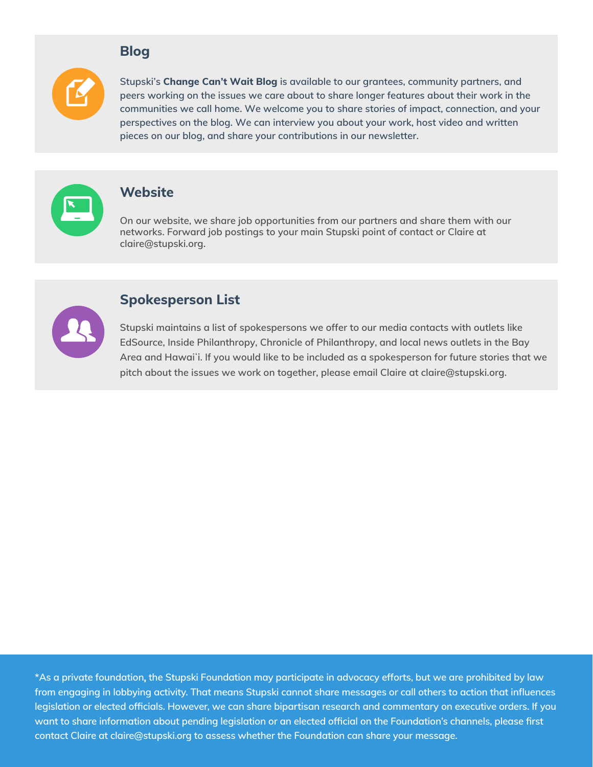## Blog

Stupski's **Change Can't Wait Blog** is available to our grantees, community partners, and peers working on the issues we care about to share longer features about their work in the communities we call home. We welcome you to share stories of impact, connection, and your perspectives on the blog. We can interview you about your work, host video and written pieces on our blog, and share your contributions in our newsletter.

## Website

On our website, we share job opportunities from our partners and share them with our networks. Forward job postings to your main Stupski point of contact or Claire at claire@stupski.org.

## Spokesperson List

Stupski maintains a list of spokespersons we offer to our media contacts with outlets like EdSource, Inside Philanthropy, Chronicle of Philanthropy, and local news outlets in the Bay Area and Hawaiʻi. If you would like to be included as a spokesperson for future stories that we pitch about the issues we work on together, please email Claire at claire@stupski.org.

*As a private foundation, the Stupski Foundation may participate in advocacy efforts, but we are prohibited by law from engaging in lobbying activity. That means Stupski cannot share messages or call others to action that influences legislation or elected officials. However, we can share bipartisan research and commentary on executive orders. If you want to share information about pending legislation or an elected official on the Foundation's channels, please first contact Claire at claire@stupski.org to assess whether the Foundation can share your message.